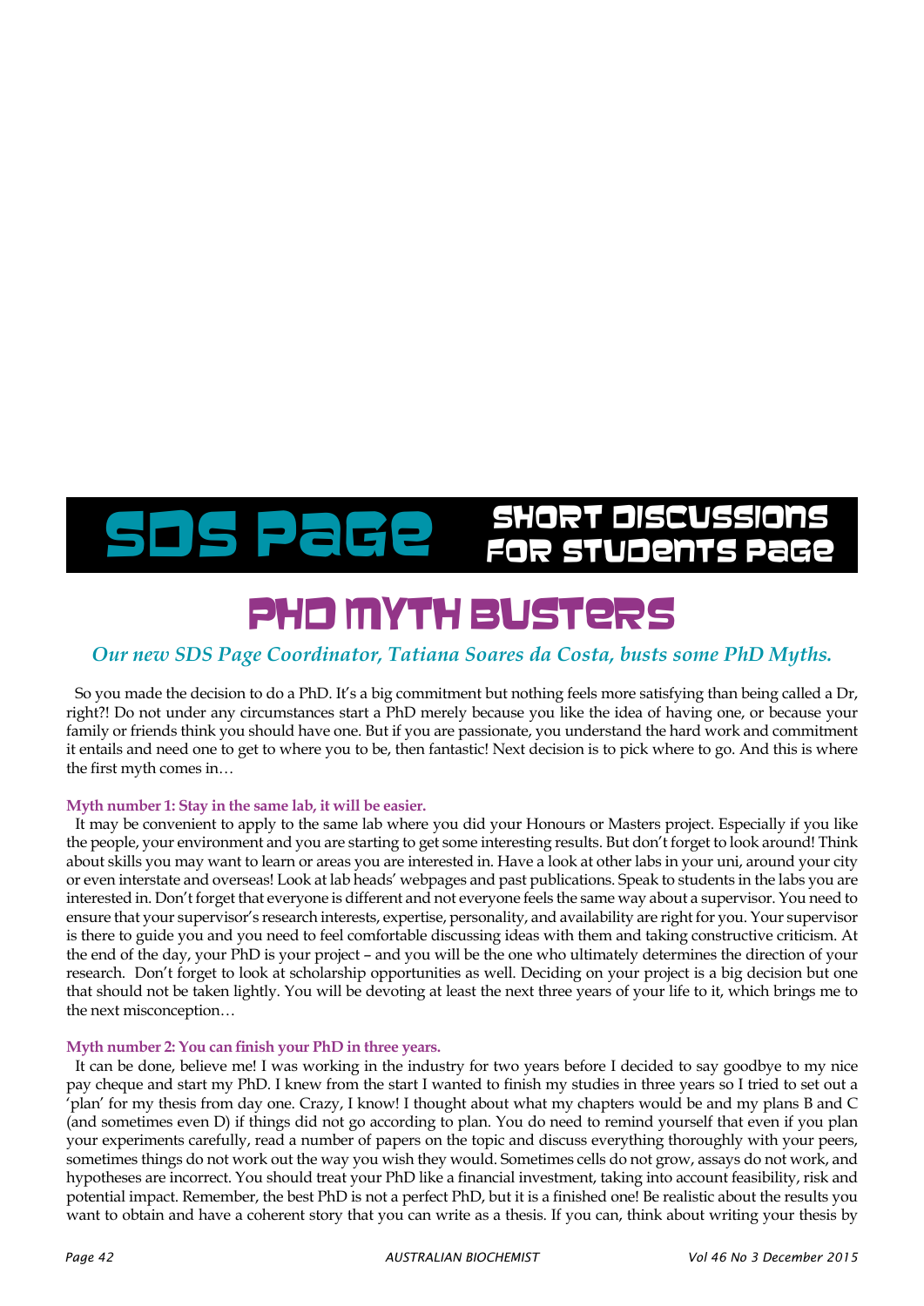# SDS Page — Short Discussions for Students Page

## PhD Myth Busters

*Our new SDS Page Coordinator, Tatiana Soares da Costa, busts some PhD Myths.*

So you made the decision to do a PhD. It's a big commitment but nothing feels more satisfying than being called a Dr, right?! Do not under any circumstances start a PhD merely because you like the idea of having one, or because your family or friends think you should have one. But if you are passionate, you understand the hard work and commitment it entails and need one to get to where you to be, then fantastic! Next decision is to pick where to go. And this is where the first myth comes in…

**Myth number 1: Stay in the same lab, it will be easier.**

It may be convenient to apply to the same lab where you did your Honours or Masters project. Especially if you like the people, your environment and you are starting to get some interesting results. But don't forget to look around! Think about skills you may want to learn or areas you are interested in. Have a look at other labs in your uni, around your city or even interstate and overseas! Look at lab heads' webpages and past publications. Speak to students in the labs you are interested in. Don't forget that everyone is different and not everyone feels the same way about a supervisor. You need to ensure that your supervisor's research interests, expertise, personality, and availability are right for you. Your supervisor is there to guide you and you need to feel comfortable discussing ideas with them and taking constructive criticism. At the end of the day, your PhD is your project – and you will be the one who ultimately determines the direction of your research. Don't forget to look at scholarship opportunities as well. Deciding on your project is a big decision but one that should not be taken lightly. You will be devoting at least the next three years of your life to it, which brings me to the next misconception…

**Myth number 2: You can finish your PhD in three years.**

It can be done, believe me! I was working in the industry for two years before I decided to say goodbye to my nice pay cheque and start my PhD. I knew from the start I wanted to finish my studies in three years so I tried to set out a 'plan' for my thesis from day one. Crazy, I know! I thought about what my chapters would be and my plans B and C (and sometimes even D) if things did not go according to plan. You do need to remind yourself that even if you plan your experiments carefully, read a number of papers on the topic and discuss everything thoroughly with your peers, sometimes things do not work out the way you wish they would. Sometimes cells do not grow, assays do not work, and hypotheses are incorrect. You should treat your PhD like a financial investment, taking into account feasibility, risk and potential impact. Remember, the best PhD is not a perfect PhD, but it is a finished one! Be realistic about the results you want to obtain and have a coherent story that you can write as a thesis. If you can, think about writing your thesis by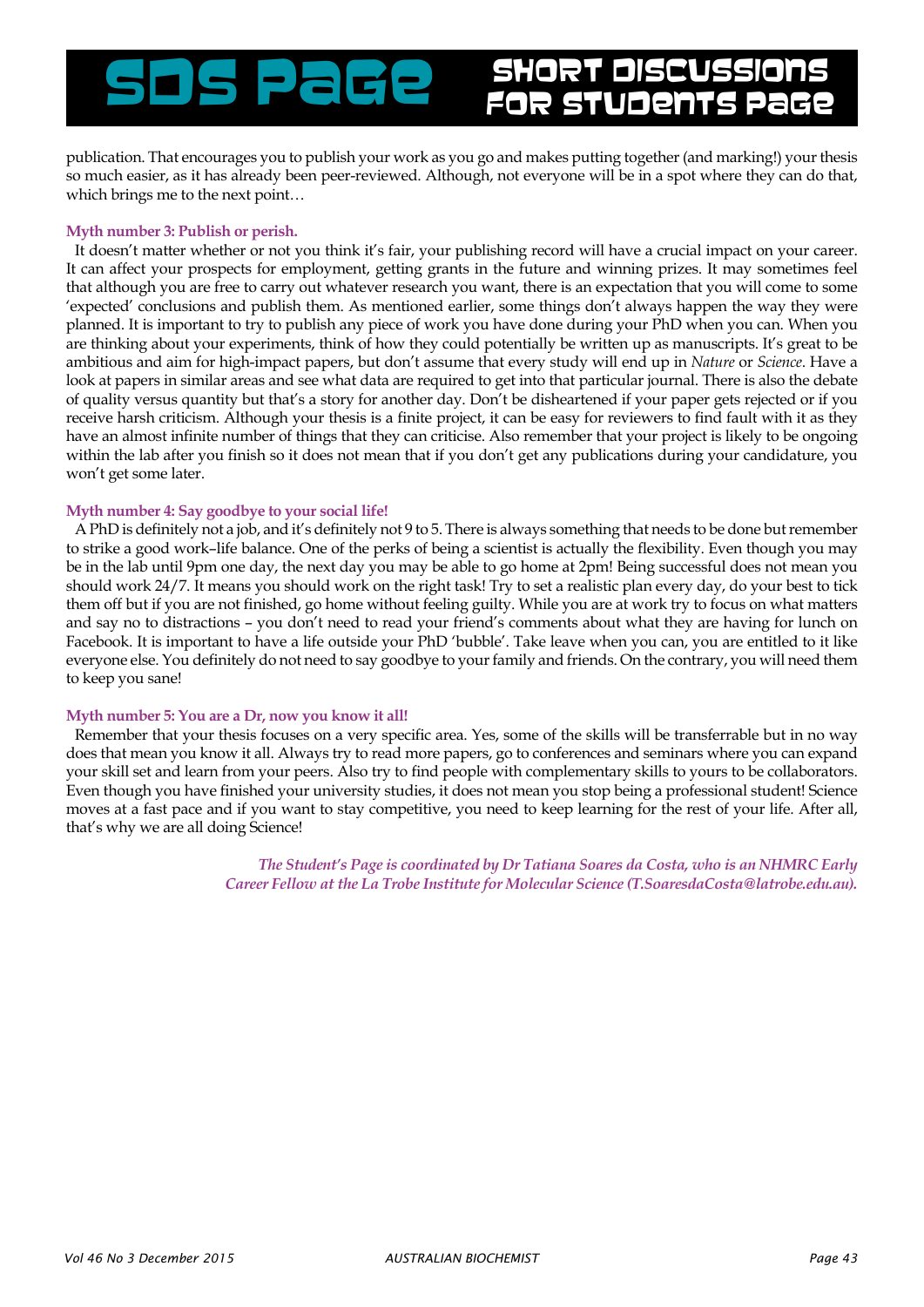publication. That encourages you to publish your work as you go and makes putting together (and marking!) your thesis so much easier, as it has already been peer-reviewed. Although, not everyone will be in a spot where they can do that, which brings me to the next point…

**Myth number 3: Publish or perish.**

It doesn't matter whether or not you think it's fair, your publishing record will have a crucial impact on your career. It can affect your prospects for employment, getting grants in the future and winning prizes. It may sometimes feel that although you are free to carry out whatever research you want, there is an expectation that you will come to some 'expected' conclusions and publish them. As mentioned earlier, some things don't always happen the way they were planned. It is important to try to publish any piece of work you have done during your PhD when you can. When you are thinking about your experiments, think of how they could potentially be written up as manuscripts. It's great to be ambitious and aim for high-impact papers, but don't assume that every study will end up in *Nature* or *Science*. Have a look at papers in similar areas and see what data are required to get into that particular journal. There is also the debate of quality versus quantity but that's a story for another day. Don't be disheartened if your paper gets rejected or if you receive harsh criticism. Although your thesis is a finite project, it can be easy for reviewers to find fault with it as they have an almost infinite number of things that they can criticise. Also remember that your project is likely to be ongoing within the lab after you finish so it does not mean that if you don't get any publications during your candidature, you won't get some later.

**Myth number 4: Say goodbye to your social life!**

A PhD is definitely not a job, and it's definitely not 9 to 5. There is always something that needs to be done but remember to strike a good work–life balance. One of the perks of being a scientist is actually the flexibility. Even though you may be in the lab until 9pm one day, the next day you may be able to go home at 2pm! Being successful does not mean you should work 24/7. It means you should work on the right task! Try to set a realistic plan every day, do your best to tick them off but if you are not finished, go home without feeling guilty. While you are at work try to focus on what matters and say no to distractions – you don't need to read your friend's comments about what they are having for lunch on Facebook. It is important to have a life outside your PhD 'bubble'. Take leave when you can, you are entitled to it like everyone else. You definitely do not need to say goodbye to your family and friends. On the contrary, you will need them to keep you sane!

**Myth number 5: You are a Dr, now you know it all!**

Remember that your thesis focuses on a very specific area. Yes, some of the skills will be transferrable but in no way does that mean you know it all. Always try to read more papers, go to conferences and seminars where you can expand your skill set and learn from your peers. Also try to find people with complementary skills to yours to be collaborators. Even though you have finished your university studies, it does not mean you stop being a professional student! Science moves at a fast pace and if you want to stay competitive, you need to keep learning for the rest of your life. After all, that's why we are all doing Science!

*The Student's Page is coordinated by Dr Tatiana Soares da Costa, who is an NHMRC Early Career Fellow at the La Trobe Institute for Molecular Science (T.SoaresdaCosta@latrobe.edu.au).*